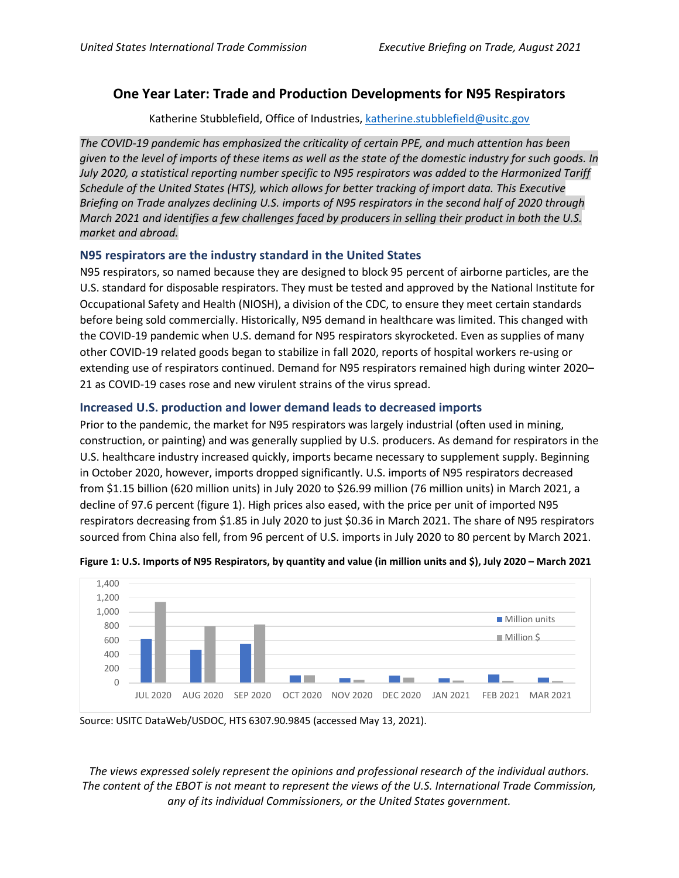# One Year Later: Trade and Production Developments for N95 Respirators

Katherine Stubblefield, Office of Industries, katherine.stubblefield@usitc.gov

*The COVID-19 pandemic has emphasized the criticality of certain PPE, and much attention has been given to the level of imports of these items as well as the state of the domestic industry for such goods. In July 2020, a statistical reporting number specific to N95 respirators was added to the Harmonized Tariff Schedule of the United States (HTS), which allows for better tracking of import data. This Executive Briefing on Trade analyzes declining U.S. imports of N95 respirators in the second half of 2020 through March 2021 and identifies a few challenges faced by producers in selling their product in both the U.S. market and abroad.*

## N95 respirators are the industry standard in the United States

N95 respirators, so named because they are designed to block 95 percent of airborne particles, are the U.S. standard for disposable respirators. They must be tested and approved by the National Institute for Occupational Safety and Health (NIOSH), a division of the CDC, to ensure they meet certain standards before being sold commercially. Historically, N95 demand in healthcare was limited. This changed with the COVID-19 pandemic when U.S. demand for N95 respirators skyrocketed. Even as supplies of many other COVID-19 related goods began to stabilize in fall 2020, reports of hospital workers re-using or extending use of respirators continued. Demand for N95 respirators remained high during winter 2020–21 as COVID-19 cases rose and new virulent strains of the virus spread.

## Increased U.S. production and lower demand leads to decreased imports

Prior to the pandemic, the market for N95 respirators was largely industrial (often used in mining, construction, or painting) and was generally supplied by U.S. producers. As demand for respirators in the U.S. healthcare industry increased quickly, imports became necessary to supplement supply. Beginning in October 2020, however, imports dropped significantly. U.S. imports of N95 respirators decreased from $1.15 billion (620 million units) in July 2020 to $26.99 million (76 million units) in March 2021, a decline of 97.6 percent (figure 1). High prices also eased, with the price per unit of imported N95 respirators decreasing from $1.85 in July 2020 to just $0.36 in March 2021. The share of N95 respirators sourced from China also fell, from 96 percent of U.S. imports in July 2020 to 80 percent by March 2021.

**Figure 1: U.S. Imports of N95 Respirators, by quantity and value (in million units and $), July 2020 – March 2021**

Source: USITC DataWeb/USDOC, HTS 6307.90.9845 (accessed May 13, 2021).

*The views expressed solely represent the opinions and professional research of the individual authors. The content of the EBOT is not meant to represent the views of the U.S. International Trade Commission, any of its individual Commissioners, or the United States government.*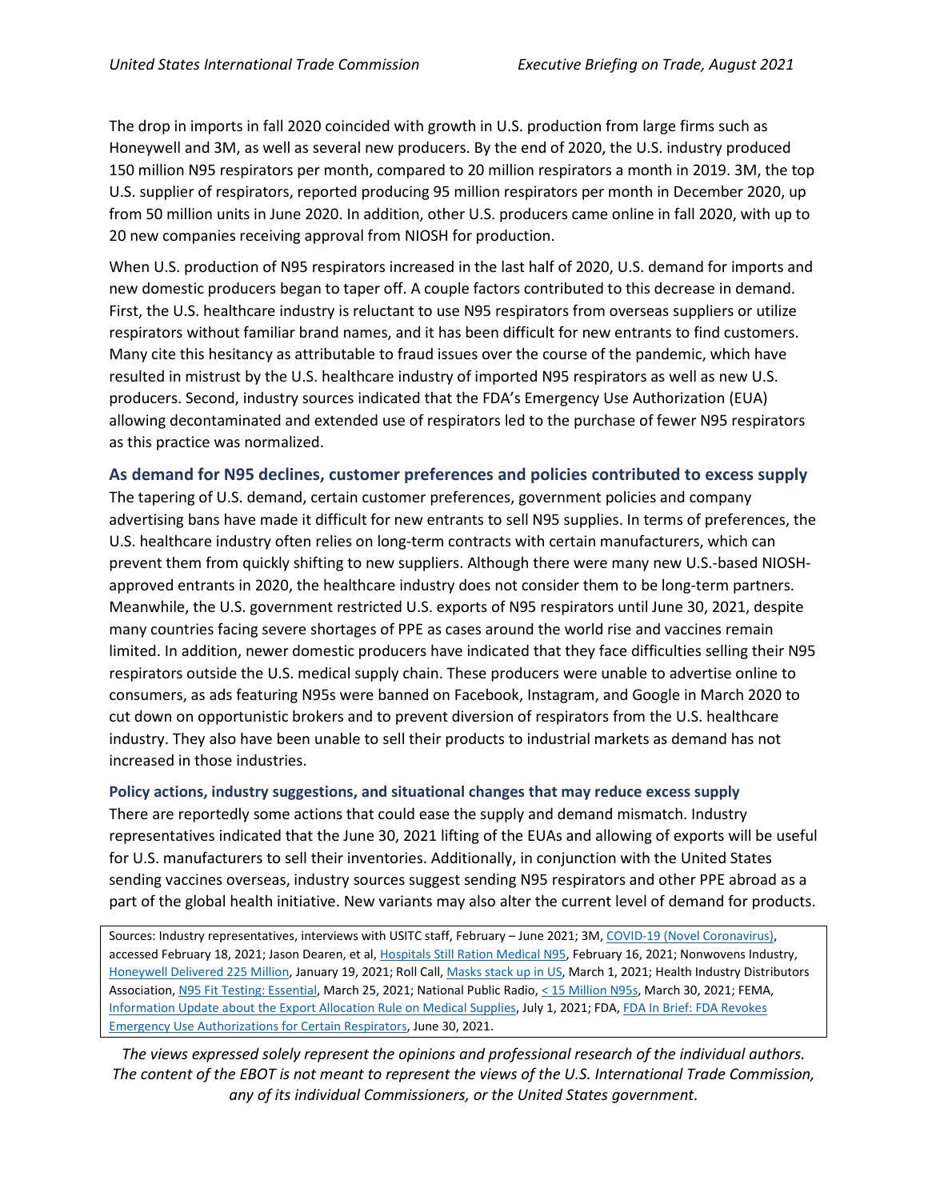The drop in imports in fall 2020 coincided with growth in U.S. production from large firms such as Honeywell and 3M, as well as several new producers. By the end of 2020, the U.S. industry produced 150 million N95 respirators per month, compared to 20 million respirators a month in 2019. 3M, the top U.S. supplier of respirators, reported producing 95 million respirators per month in December 2020, up from 50 million units in June 2020. In addition, other U.S. producers came online in fall 2020, with up to 20 new companies receiving approval from NIOSH for production.

When U.S. production of N95 respirators increased in the last half of 2020, U.S. demand for imports and new domestic producers began to taper off. A couple factors contributed to this decrease in demand. First, the U.S. healthcare industry is reluctant to use N95 respirators from overseas suppliers or utilize respirators without familiar brand names, and it has been difficult for new entrants to find customers. Many cite this hesitancy as attributable to fraud issues over the course of the pandemic, which have resulted in mistrust by the U.S. healthcare industry of imported N95 respirators as well as new U.S. producers. Second, industry sources indicated that the FDA's Emergency Use Authorization (EUA) allowing decontaminated and extended use of respirators led to the purchase of fewer N95 respirators as this practice was normalized.

## As demand for N95 declines, customer preferences and policies contributed to excess supply

The tapering of U.S. demand, certain customer preferences, government policies and company advertising bans have made it difficult for new entrants to sell N95 supplies. In terms of preferences, the U.S. healthcare industry often relies on long-term contracts with certain manufacturers, which can prevent them from quickly shifting to new suppliers. Although there were many new U.S.-based NIOSH-approved entrants in 2020, the healthcare industry does not consider them to be long-term partners. Meanwhile, the U.S. government restricted U.S. exports of N95 respirators until June 30, 2021, despite many countries facing severe shortages of PPE as cases around the world rise and vaccines remain limited. In addition, newer domestic producers have indicated that they face difficulties selling their N95 respirators outside the U.S. medical supply chain. These producers were unable to advertise online to consumers, as ads featuring N95s were banned on Facebook, Instagram, and Google in March 2020 to cut down on opportunistic brokers and to prevent diversion of respirators from the U.S. healthcare industry. They also have been unable to sell their products to industrial markets as demand has not increased in those industries.

### Policy actions, industry suggestions, and situational changes that may reduce excess supply

There are reportedly some actions that could ease the supply and demand mismatch. Industry representatives indicated that the June 30, 2021 lifting of the EUAs and allowing of exports will be useful for U.S. manufacturers to sell their inventories. Additionally, in conjunction with the United States sending vaccines overseas, industry sources suggest sending N95 respirators and other PPE abroad as a part of the global health initiative. New variants may also alter the current level of demand for products.

Sources: Industry representatives, interviews with USITC staff, February – June 2021; 3M, COVID-19 (Novel Coronavirus), accessed February 18, 2021; Jason Dearen, et al, Hospitals Still Ration Medical N95, February 16, 2021; Nonwovens Industry, Honeywell Delivered 225 Million, January 19, 2021; Roll Call, Masks stack up in US, March 1, 2021; Health Industry Distributors Association, N95 Fit Testing: Essential, March 25, 2021; National Public Radio, < 15 Million N95s, March 30, 2021; FEMA, Information Update about the Export Allocation Rule on Medical Supplies, July 1, 2021; FDA, FDA In Brief: FDA Revokes Emergency Use Authorizations for Certain Respirators, June 30, 2021.

*The views expressed solely represent the opinions and professional research of the individual authors. The content of the EBOT is not meant to represent the views of the U.S. International Trade Commission, any of its individual Commissioners, or the United States government.*